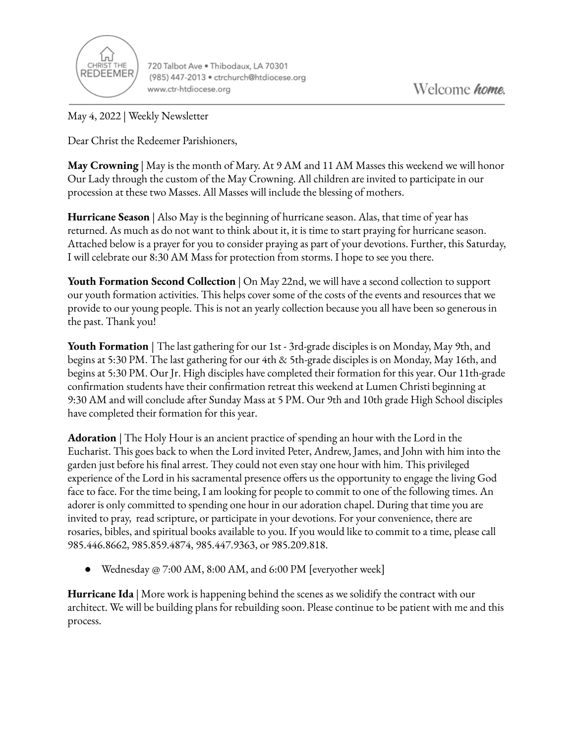CHRIST THE REDEEMER

720 Talbot Ave • Thibodaux, LA 70301
(985) 447-2013 • ctrchurch@htdiocese.org
www.ctr-htdiocese.org

Welcome *home.*

May 4, 2022 | Weekly Newsletter

Dear Christ the Redeemer Parishioners,

**May Crowning** | May is the month of Mary. At 9 AM and 11 AM Masses this weekend we will honor Our Lady through the custom of the May Crowning. All children are invited to participate in our procession at these two Masses. All Masses will include the blessing of mothers.

**Hurricane Season** | Also May is the beginning of hurricane season. Alas, that time of year has returned. As much as do not want to think about it, it is time to start praying for hurricane season. Attached below is a prayer for you to consider praying as part of your devotions. Further, this Saturday, I will celebrate our 8:30 AM Mass for protection from storms. I hope to see you there.

**Youth Formation Second Collection** | On May 22nd, we will have a second collection to support our youth formation activities. This helps cover some of the costs of the events and resources that we provide to our young people. This is not an yearly collection because you all have been so generous in the past. Thank you!

**Youth Formation** | The last gathering for our 1st - 3rd-grade disciples is on Monday, May 9th, and begins at 5:30 PM. The last gathering for our 4th & 5th-grade disciples is on Monday, May 16th, and begins at 5:30 PM. Our Jr. High disciples have completed their formation for this year. Our 11th-grade confirmation students have their confirmation retreat this weekend at Lumen Christi beginning at 9:30 AM and will conclude after Sunday Mass at 5 PM. Our 9th and 10th grade High School disciples have completed their formation for this year.

**Adoration** | The Holy Hour is an ancient practice of spending an hour with the Lord in the Eucharist. This goes back to when the Lord invited Peter, Andrew, James, and John with him into the garden just before his final arrest. They could not even stay one hour with him. This privileged experience of the Lord in his sacramental presence offers us the opportunity to engage the living God face to face. For the time being, I am looking for people to commit to one of the following times. An adorer is only committed to spending one hour in our adoration chapel. During that time you are invited to pray, read scripture, or participate in your devotions. For your convenience, there are rosaries, bibles, and spiritual books available to you. If you would like to commit to a time, please call 985.446.8662, 985.859.4874, 985.447.9363, or 985.209.818.

- Wednesday @ 7:00 AM, 8:00 AM, and 6:00 PM [everyother week]

**Hurricane Ida** | More work is happening behind the scenes as we solidify the contract with our architect. We will be building plans for rebuilding soon. Please continue to be patient with me and this process.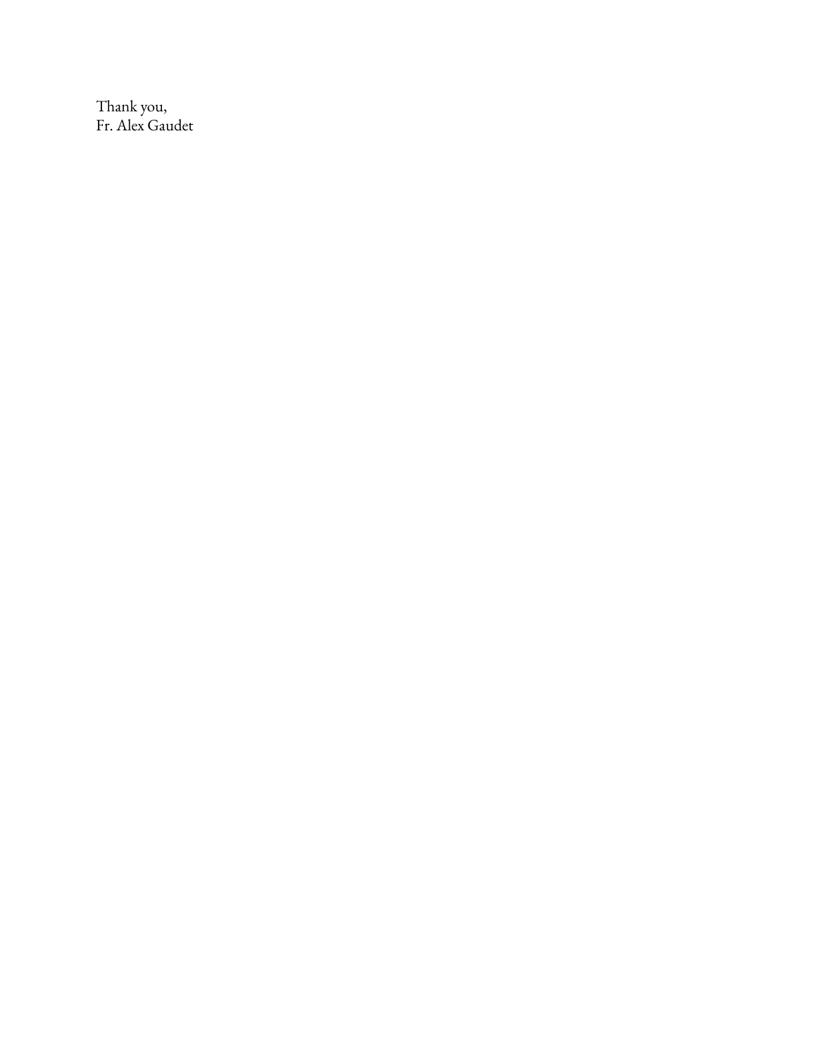Thank you,
Fr. Alex Gaudet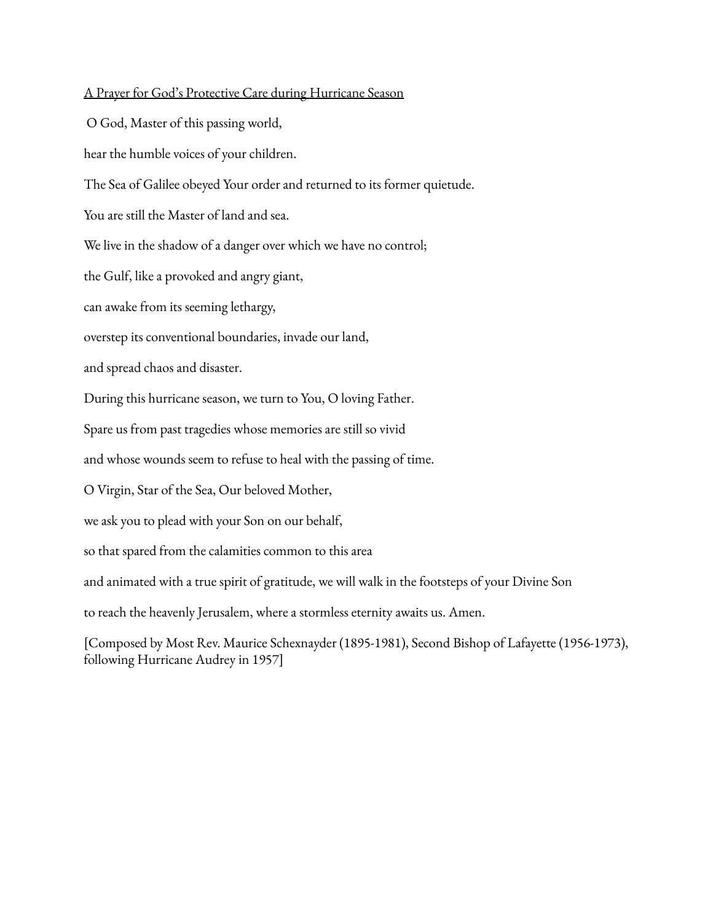A Prayer for God's Protective Care during Hurricane Season

O God, Master of this passing world,

hear the humble voices of your children.

The Sea of Galilee obeyed Your order and returned to its former quietude.

You are still the Master of land and sea.

We live in the shadow of a danger over which we have no control;

the Gulf, like a provoked and angry giant,

can awake from its seeming lethargy,

overstep its conventional boundaries, invade our land,

and spread chaos and disaster.

During this hurricane season, we turn to You, O loving Father.

Spare us from past tragedies whose memories are still so vivid

and whose wounds seem to refuse to heal with the passing of time.

O Virgin, Star of the Sea, Our beloved Mother,

we ask you to plead with your Son on our behalf,

so that spared from the calamities common to this area

and animated with a true spirit of gratitude, we will walk in the footsteps of your Divine Son

to reach the heavenly Jerusalem, where a stormless eternity awaits us. Amen.

[Composed by Most Rev. Maurice Schexnayder (1895-1981), Second Bishop of Lafayette (1956-1973), following Hurricane Audrey in 1957]